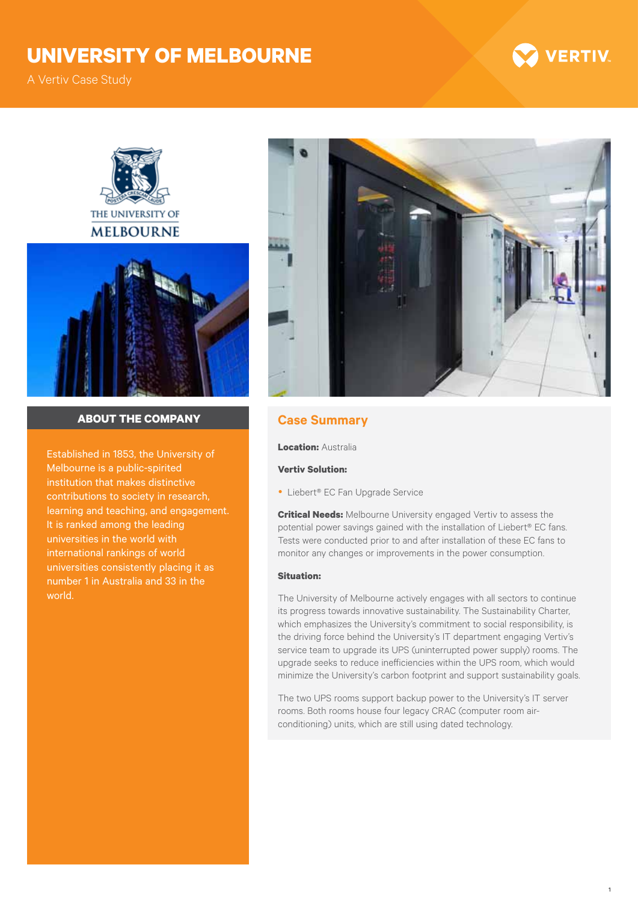# UNIVERSITY OF MELBOURNE

A Vertiv Case Study

## ABOUT THE COMPANY

Established in 1853, the University of Melbourne is a public-spirited institution that makes distinctive contributions to society in research, learning and teaching, and engagement. It is ranked among the leading universities in the world with international rankings of world universities consistently placing it as number 1 in Australia and 33 in the world.

## Case Summary

**Location:** Australia

**Vertiv Solution:**

- Liebert® EC Fan Upgrade Service

**Critical Needs:** Melbourne University engaged Vertiv to assess the potential power savings gained with the installation of Liebert® EC fans. Tests were conducted prior to and after installation of these EC fans to monitor any changes or improvements in the power consumption.

**Situation:**

The University of Melbourne actively engages with all sectors to continue its progress towards innovative sustainability. The Sustainability Charter, which emphasizes the University's commitment to social responsibility, is the driving force behind the University's IT department engaging Vertiv's service team to upgrade its UPS (uninterrupted power supply) rooms. The upgrade seeks to reduce inefficiencies within the UPS room, which would minimize the University's carbon footprint and support sustainability goals.

The two UPS rooms support backup power to the University's IT server rooms. Both rooms house four legacy CRAC (computer room air-conditioning) units, which are still using dated technology.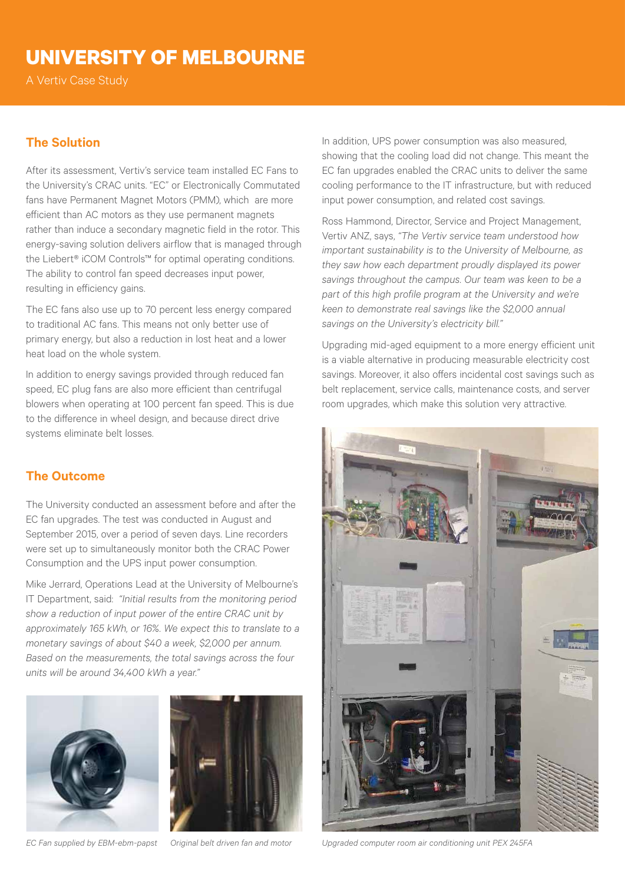# UNIVERSITY OF MELBOURNE

A Vertiv Case Study

## The Solution

After its assessment, Vertiv's service team installed EC Fans to the University's CRAC units. "EC" or Electronically Commutated fans have Permanent Magnet Motors (PMM), which are more efficient than AC motors as they use permanent magnets rather than induce a secondary magnetic field in the rotor. This energy-saving solution delivers airflow that is managed through the Liebert® iCOM Controls™ for optimal operating conditions. The ability to control fan speed decreases input power, resulting in efficiency gains.

The EC fans also use up to 70 percent less energy compared to traditional AC fans. This means not only better use of primary energy, but also a reduction in lost heat and a lower heat load on the whole system.

In addition to energy savings provided through reduced fan speed, EC plug fans are also more efficient than centrifugal blowers when operating at 100 percent fan speed. This is due to the difference in wheel design, and because direct drive systems eliminate belt losses.

## The Outcome

The University conducted an assessment before and after the EC fan upgrades. The test was conducted in August and September 2015, over a period of seven days. Line recorders were set up to simultaneously monitor both the CRAC Power Consumption and the UPS input power consumption.

Mike Jerrard, Operations Lead at the University of Melbourne's IT Department, said: *"Initial results from the monitoring period show a reduction of input power of the entire CRAC unit by approximately 165 kWh, or 16%. We expect this to translate to a monetary savings of about $40 a week, $2,000 per annum. Based on the measurements, the total savings across the four units will be around 34,400 kWh a year."*

EC Fan supplied by EBM-ebm-papst

Original belt driven fan and motor

In addition, UPS power consumption was also measured, showing that the cooling load did not change. This meant the EC fan upgrades enabled the CRAC units to deliver the same cooling performance to the IT infrastructure, but with reduced input power consumption, and related cost savings.

Ross Hammond, Director, Service and Project Management, Vertiv ANZ, says, *"The Vertiv service team understood how important sustainability is to the University of Melbourne, as they saw how each department proudly displayed its power savings throughout the campus. Our team was keen to be a part of this high profile program at the University and we're keen to demonstrate real savings like the $2,000 annual savings on the University's electricity bill."*

Upgrading mid-aged equipment to a more energy efficient unit is a viable alternative in producing measurable electricity cost savings. Moreover, it also offers incidental cost savings such as belt replacement, service calls, maintenance costs, and server room upgrades, which make this solution very attractive.

Upgraded computer room air conditioning unit PEX 245FA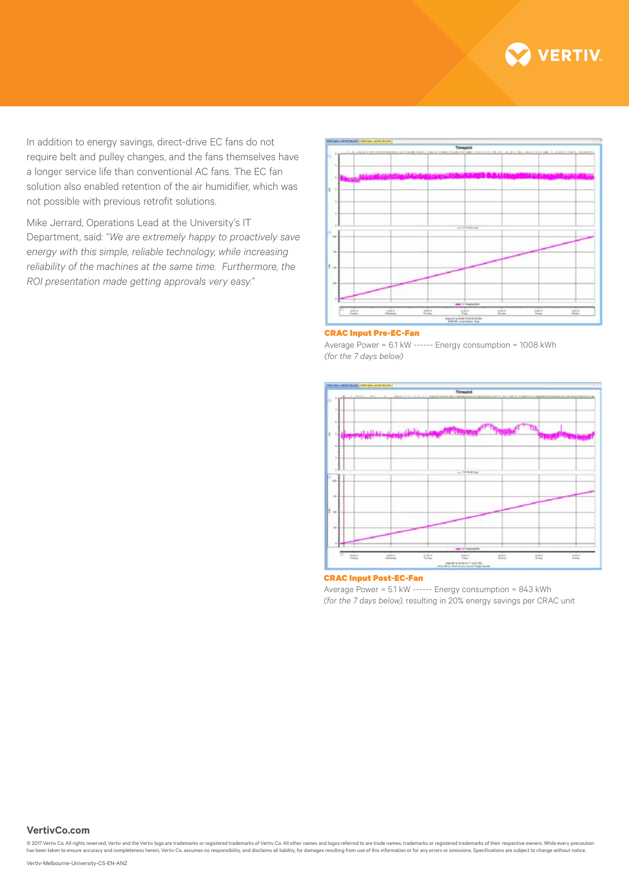In addition to energy savings, direct-drive EC fans do not require belt and pulley changes, and the fans themselves have a longer service life than conventional AC fans. The EC fan solution also enabled retention of the air humidifier, which was not possible with previous retrofit solutions.

Mike Jerrard, Operations Lead at the University's IT Department, said: *"We are extremely happy to proactively save energy with this simple, reliable technology, while increasing reliability of the machines at the same time. Furthermore, the ROI presentation made getting approvals very easy."*

Timeplot

**CRAC Input Pre-EC-Fan**

Average Power = 6.1 kW ------ Energy consumption = 1008 kWh
*(for the 7 days below)*

Timeplot

**CRAC Input Post-EC-Fan**

Average Power = 5.1 kW ------ Energy consumption = 843 kWh
*(for the 7 days below)*, resulting in 20% energy savings per CRAC unit

**VertivCo.com**

© 2017 Vertiv Co. All rights reserved. Vertiv and the Vertiv logo are trademarks or registered trademarks of Vertiv Co. All other names and logos referred to are trade names, trademarks or registered trademarks of their respective owners. While every precaution has been taken to ensure accuracy and completeness herein, Vertiv Co. assumes no responsibility, and disclaims all liability, for damages resulting from use of this information or for any errors or omissions. Specifications are subject to change without notice.

Vertiv-Melbourne-University-CS-EN-ANZ